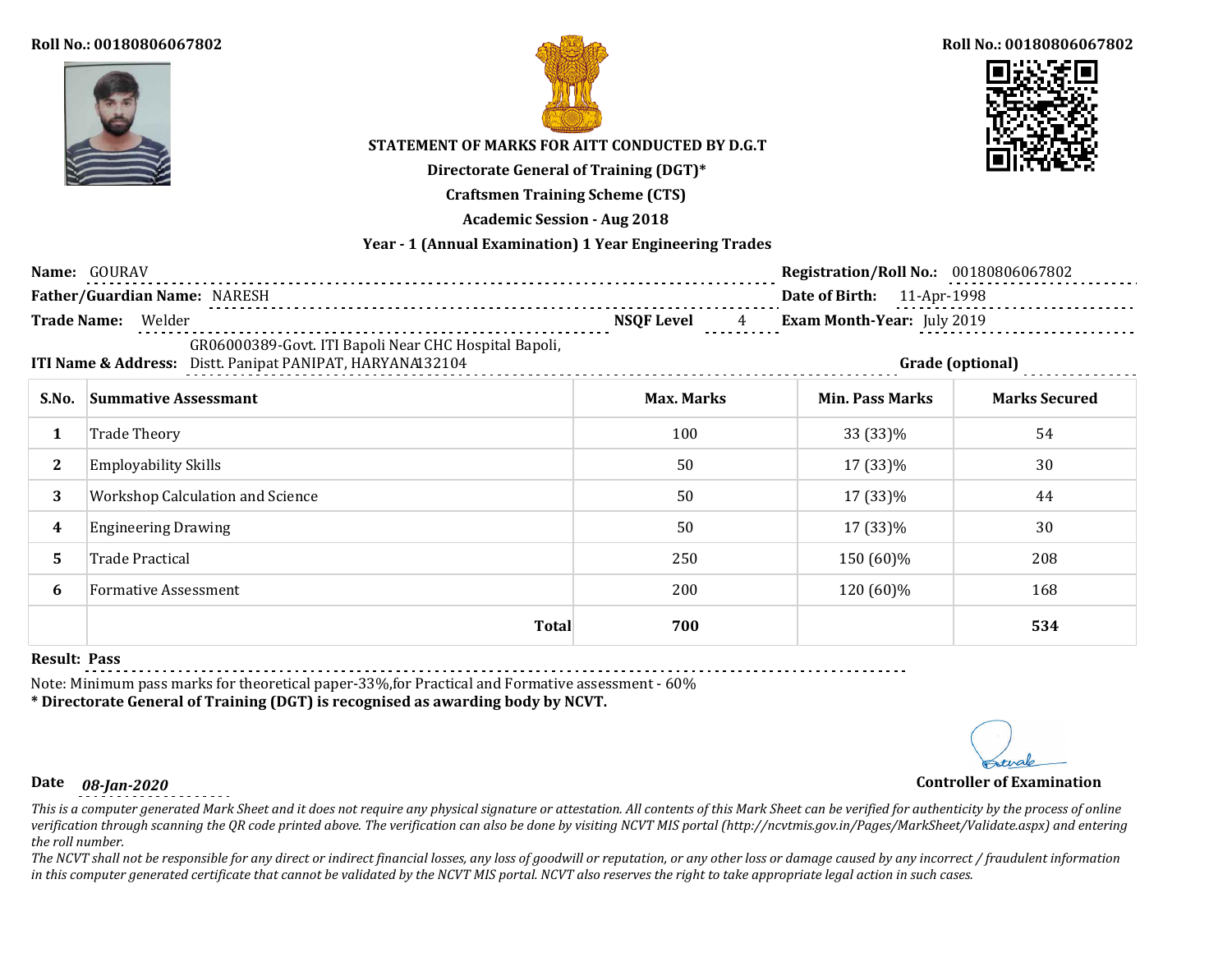Roll No.: 00180806067802

Roll No.: 00180806067802

**STATEMENT OF MARKS FOR AITT CONDUCTED BY D.G.T**

**Directorate General of Training (DGT)***

**Craftsmen Training Scheme (CTS)**

**Academic Session - Aug 2018**

**Year - 1 (Annual Examination) 1 Year Engineering Trades**

**Name:** GOURAV

**Registration/Roll No.:** 00180806067802

**Father/Guardian Name:** NARESH

**Date of Birth:** 11-Apr-1998

**Trade Name:** Welder

**NSQF Level** 4

**Exam Month-Year:** July 2019

**ITI Name & Address:** GR06000389-Govt. ITI Bapoli Near CHC Hospital Bapoli, Distt. Panipat PANIPAT, HARYANA132104

**Grade (optional)**

| S.No. | Summative Assessmant | Max. Marks | Min. Pass Marks | Marks Secured |
|---|---|---|---|---|
| 1 | Trade Theory | 100 | 33 (33)% | 54 |
| 2 | Employability Skills | 50 | 17 (33)% | 30 |
| 3 | Workshop Calculation and Science | 50 | 17 (33)% | 44 |
| 4 | Engineering Drawing | 50 | 17 (33)% | 30 |
| 5 | Trade Practical | 250 | 150 (60)% | 208 |
| 6 | Formative Assessment | 200 | 120 (60)% | 168 |
| | **Total** | **700** | | **534** |

**Result: Pass**

Note: Minimum pass marks for theoretical paper-33%,for Practical and Formative assessment - 60%

**\* Directorate General of Training (DGT) is recognised as awarding body by NCVT.**

**Date** *08-Jan-2020*

**Controller of Examination**

*This is a computer generated Mark Sheet and it does not require any physical signature or attestation. All contents of this Mark Sheet can be verified for authenticity by the process of online verification through scanning the QR code printed above. The verification can also be done by visiting NCVT MIS portal (http://ncvtmis.gov.in/Pages/MarkSheet/Validate.aspx) and entering the roll number.*

*The NCVT shall not be responsible for any direct or indirect financial losses, any loss of goodwill or reputation, or any other loss or damage caused by any incorrect / fraudulent information in this computer generated certificate that cannot be validated by the NCVT MIS portal. NCVT also reserves the right to take appropriate legal action in such cases.*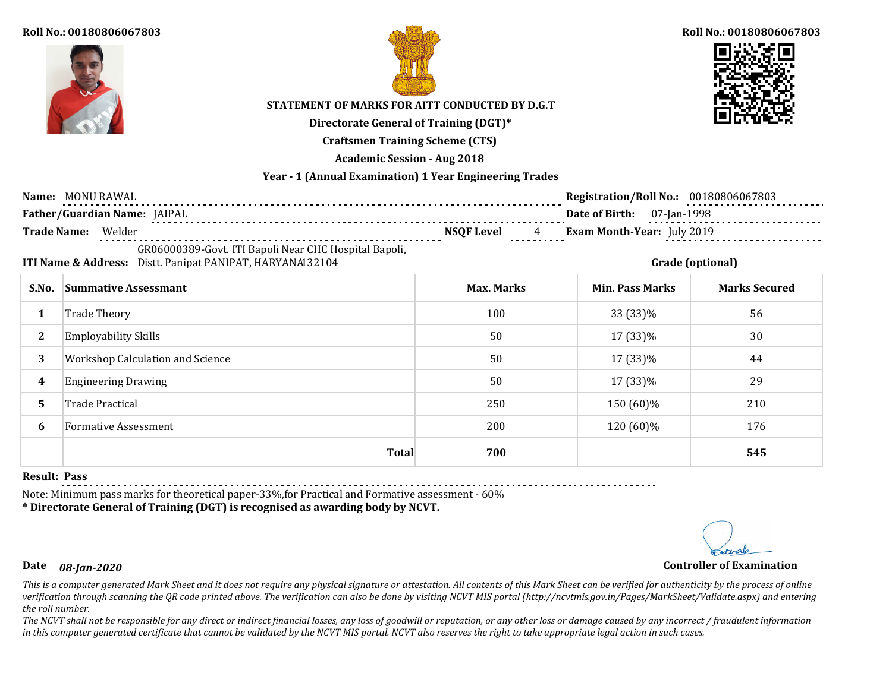Roll No.: 00180806067803

Roll No.: 00180806067803

**STATEMENT OF MARKS FOR AITT CONDUCTED BY D.G.T**

**Directorate General of Training (DGT)***

**Craftsmen Training Scheme (CTS)**

**Academic Session - Aug 2018**

**Year - 1 (Annual Examination) 1 Year Engineering Trades**

**Name:** MONU RAWAL

**Registration/Roll No.:** 00180806067803

**Father/Guardian Name:** JAIPAL

**Date of Birth:** 07-Jan-1998

**Trade Name:** Welder

**NSQF Level** 4

**Exam Month-Year:** July 2019

**ITI Name & Address:** GR06000389-Govt. ITI Bapoli Near CHC Hospital Bapoli, Distt. Panipat PANIPAT, HARYANA132104

**Grade (optional)**

| S.No. | Summative Assessmant | Max. Marks | Min. Pass Marks | Marks Secured |
|---|---|---|---|---|
| 1 | Trade Theory | 100 | 33 (33)% | 56 |
| 2 | Employability Skills | 50 | 17 (33)% | 30 |
| 3 | Workshop Calculation and Science | 50 | 17 (33)% | 44 |
| 4 | Engineering Drawing | 50 | 17 (33)% | 29 |
| 5 | Trade Practical | 250 | 150 (60)% | 210 |
| 6 | Formative Assessment | 200 | 120 (60)% | 176 |
| | **Total** | **700** | | **545** |

**Result: Pass**

Note: Minimum pass marks for theoretical paper-33%,for Practical and Formative assessment - 60%

**\* Directorate General of Training (DGT) is recognised as awarding body by NCVT.**

**Date** *08-Jan-2020*

**Controller of Examination**

*This is a computer generated Mark Sheet and it does not require any physical signature or attestation. All contents of this Mark Sheet can be verified for authenticity by the process of online verification through scanning the QR code printed above. The verification can also be done by visiting NCVT MIS portal (http://ncvtmis.gov.in/Pages/MarkSheet/Validate.aspx) and entering the roll number.*

*The NCVT shall not be responsible for any direct or indirect financial losses, any loss of goodwill or reputation, or any other loss or damage caused by any incorrect / fraudulent information in this computer generated certificate that cannot be validated by the NCVT MIS portal. NCVT also reserves the right to take appropriate legal action in such cases.*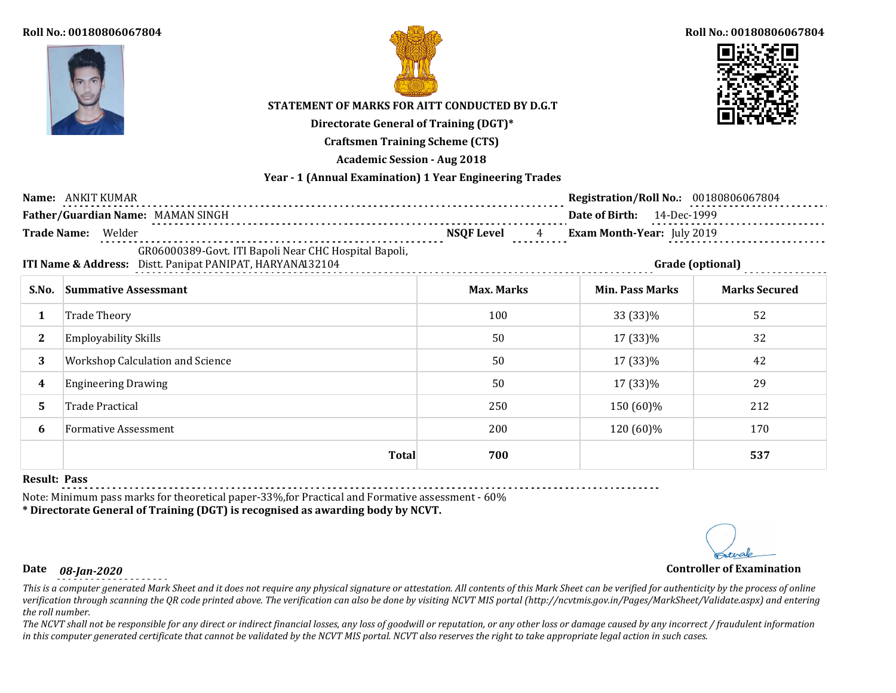Roll No.: 00180806067804

Roll No.: 00180806067804

**STATEMENT OF MARKS FOR AITT CONDUCTED BY D.G.T**

**Directorate General of Training (DGT)***

**Craftsmen Training Scheme (CTS)**

**Academic Session - Aug 2018**

**Year - 1 (Annual Examination) 1 Year Engineering Trades**

**Name:** ANKIT KUMAR

**Registration/Roll No.:** 00180806067804

**Father/Guardian Name:** MAMAN SINGH

**Date of Birth:** 14-Dec-1999

**Trade Name:** Welder

**NSQF Level** 4

**Exam Month-Year:** July 2019

**ITI Name & Address:** GR06000389-Govt. ITI Bapoli Near CHC Hospital Bapoli, Distt. Panipat PANIPAT, HARYANA132104

**Grade (optional)**

| S.No. | Summative Assessmant | Max. Marks | Min. Pass Marks | Marks Secured |
|---|---|---|---|---|
| 1 | Trade Theory | 100 | 33 (33)% | 52 |
| 2 | Employability Skills | 50 | 17 (33)% | 32 |
| 3 | Workshop Calculation and Science | 50 | 17 (33)% | 42 |
| 4 | Engineering Drawing | 50 | 17 (33)% | 29 |
| 5 | Trade Practical | 250 | 150 (60)% | 212 |
| 6 | Formative Assessment | 200 | 120 (60)% | 170 |
| | **Total** | **700** | | **537** |

**Result: Pass**

Note: Minimum pass marks for theoretical paper-33%,for Practical and Formative assessment - 60%

**\* Directorate General of Training (DGT) is recognised as awarding body by NCVT.**

**Date** *08-Jan-2020*

**Controller of Examination**

*This is a computer generated Mark Sheet and it does not require any physical signature or attestation. All contents of this Mark Sheet can be verified for authenticity by the process of online verification through scanning the QR code printed above. The verification can also be done by visiting NCVT MIS portal (http://ncvtmis.gov.in/Pages/MarkSheet/Validate.aspx) and entering the roll number.*

*The NCVT shall not be responsible for any direct or indirect financial losses, any loss of goodwill or reputation, or any other loss or damage caused by any incorrect / fraudulent information in this computer generated certificate that cannot be validated by the NCVT MIS portal. NCVT also reserves the right to take appropriate legal action in such cases.*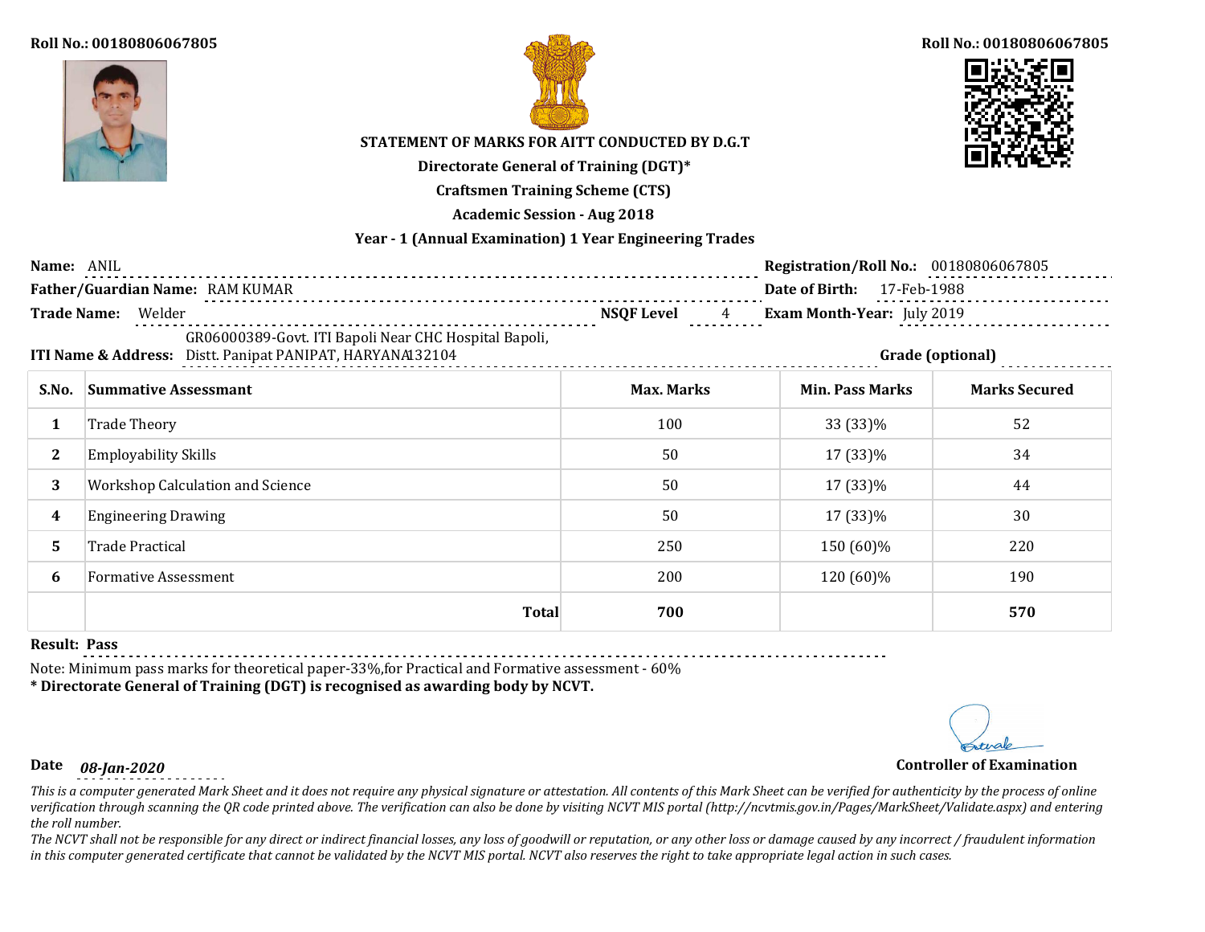Roll No.: 00180806067805

Roll No.: 00180806067805

**STATEMENT OF MARKS FOR AITT CONDUCTED BY D.G.T**

**Directorate General of Training (DGT)***

**Craftsmen Training Scheme (CTS)**

**Academic Session - Aug 2018**

**Year - 1 (Annual Examination) 1 Year Engineering Trades**

**Name:** ANIL

**Registration/Roll No.:** 00180806067805

**Father/Guardian Name:** RAM KUMAR

**Date of Birth:** 17-Feb-1988

**Trade Name:** Welder

**NSQF Level** 4

**Exam Month-Year:** July 2019

**ITI Name & Address:** GR06000389-Govt. ITI Bapoli Near CHC Hospital Bapoli, Distt. Panipat PANIPAT, HARYANA132104

**Grade (optional)**

| S.No. | Summative Assessmant | Max. Marks | Min. Pass Marks | Marks Secured |
|---|---|---|---|---|
| 1 | Trade Theory | 100 | 33 (33)% | 52 |
| 2 | Employability Skills | 50 | 17 (33)% | 34 |
| 3 | Workshop Calculation and Science | 50 | 17 (33)% | 44 |
| 4 | Engineering Drawing | 50 | 17 (33)% | 30 |
| 5 | Trade Practical | 250 | 150 (60)% | 220 |
| 6 | Formative Assessment | 200 | 120 (60)% | 190 |
| | **Total** | **700** | | **570** |

**Result: Pass**

Note: Minimum pass marks for theoretical paper-33%,for Practical and Formative assessment - 60%

**\* Directorate General of Training (DGT) is recognised as awarding body by NCVT.**

**Date** *08-Jan-2020*

**Controller of Examination**

*This is a computer generated Mark Sheet and it does not require any physical signature or attestation. All contents of this Mark Sheet can be verified for authenticity by the process of online verification through scanning the QR code printed above. The verification can also be done by visiting NCVT MIS portal (http://ncvtmis.gov.in/Pages/MarkSheet/Validate.aspx) and entering the roll number.*

*The NCVT shall not be responsible for any direct or indirect financial losses, any loss of goodwill or reputation, or any other loss or damage caused by any incorrect / fraudulent information in this computer generated certificate that cannot be validated by the NCVT MIS portal. NCVT also reserves the right to take appropriate legal action in such cases.*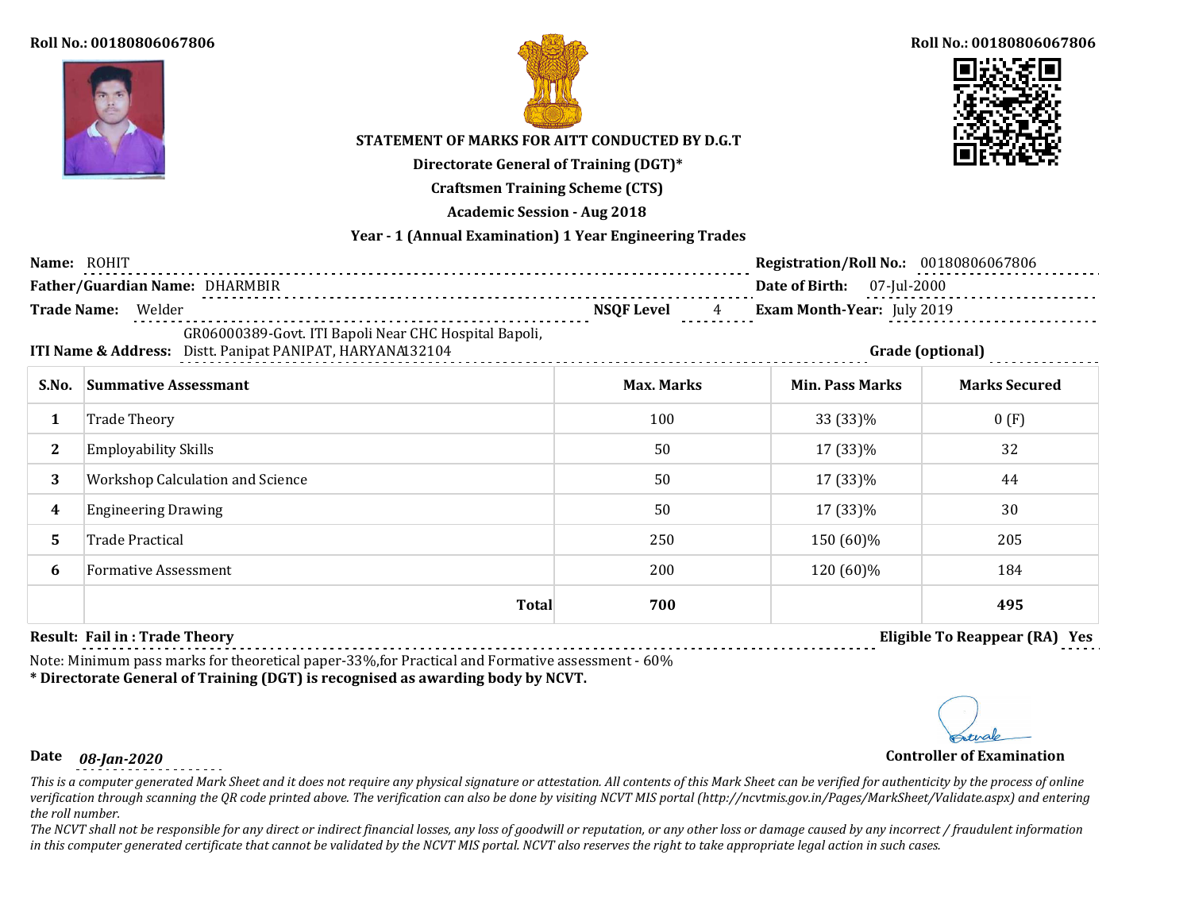Roll No.: 00180806067806

Roll No.: 00180806067806

**STATEMENT OF MARKS FOR AITT CONDUCTED BY D.G.T**

**Directorate General of Training (DGT)***

**Craftsmen Training Scheme (CTS)**

**Academic Session - Aug 2018**

**Year - 1 (Annual Examination) 1 Year Engineering Trades**

**Name:** ROHIT

**Registration/Roll No.:** 00180806067806

**Father/Guardian Name:** DHARMBIR

**Date of Birth:** 07-Jul-2000

**Trade Name:** Welder

**NSQF Level** 4

**Exam Month-Year:** July 2019

**ITI Name & Address:** GR06000389-Govt. ITI Bapoli Near CHC Hospital Bapoli, Distt. Panipat PANIPAT, HARYANA132104

**Grade (optional)**

| S.No. | Summative Assessmant | Max. Marks | Min. Pass Marks | Marks Secured |
|---|---|---|---|---|
| 1 | Trade Theory | 100 | 33 (33)% | 0 (F) |
| 2 | Employability Skills | 50 | 17 (33)% | 32 |
| 3 | Workshop Calculation and Science | 50 | 17 (33)% | 44 |
| 4 | Engineering Drawing | 50 | 17 (33)% | 30 |
| 5 | Trade Practical | 250 | 150 (60)% | 205 |
| 6 | Formative Assessment | 200 | 120 (60)% | 184 |
| | **Total** | **700** | | **495** |

**Result: Fail in : Trade Theory**

**Eligible To Reappear (RA) Yes**

Note: Minimum pass marks for theoretical paper-33%,for Practical and Formative assessment - 60%

**\* Directorate General of Training (DGT) is recognised as awarding body by NCVT.**

**Date** *08-Jan-2020*

**Controller of Examination**

*This is a computer generated Mark Sheet and it does not require any physical signature or attestation. All contents of this Mark Sheet can be verified for authenticity by the process of online verification through scanning the QR code printed above. The verification can also be done by visiting NCVT MIS portal (http://ncvtmis.gov.in/Pages/MarkSheet/Validate.aspx) and entering the roll number.*

*The NCVT shall not be responsible for any direct or indirect financial losses, any loss of goodwill or reputation, or any other loss or damage caused by any incorrect / fraudulent information in this computer generated certificate that cannot be validated by the NCVT MIS portal. NCVT also reserves the right to take appropriate legal action in such cases.*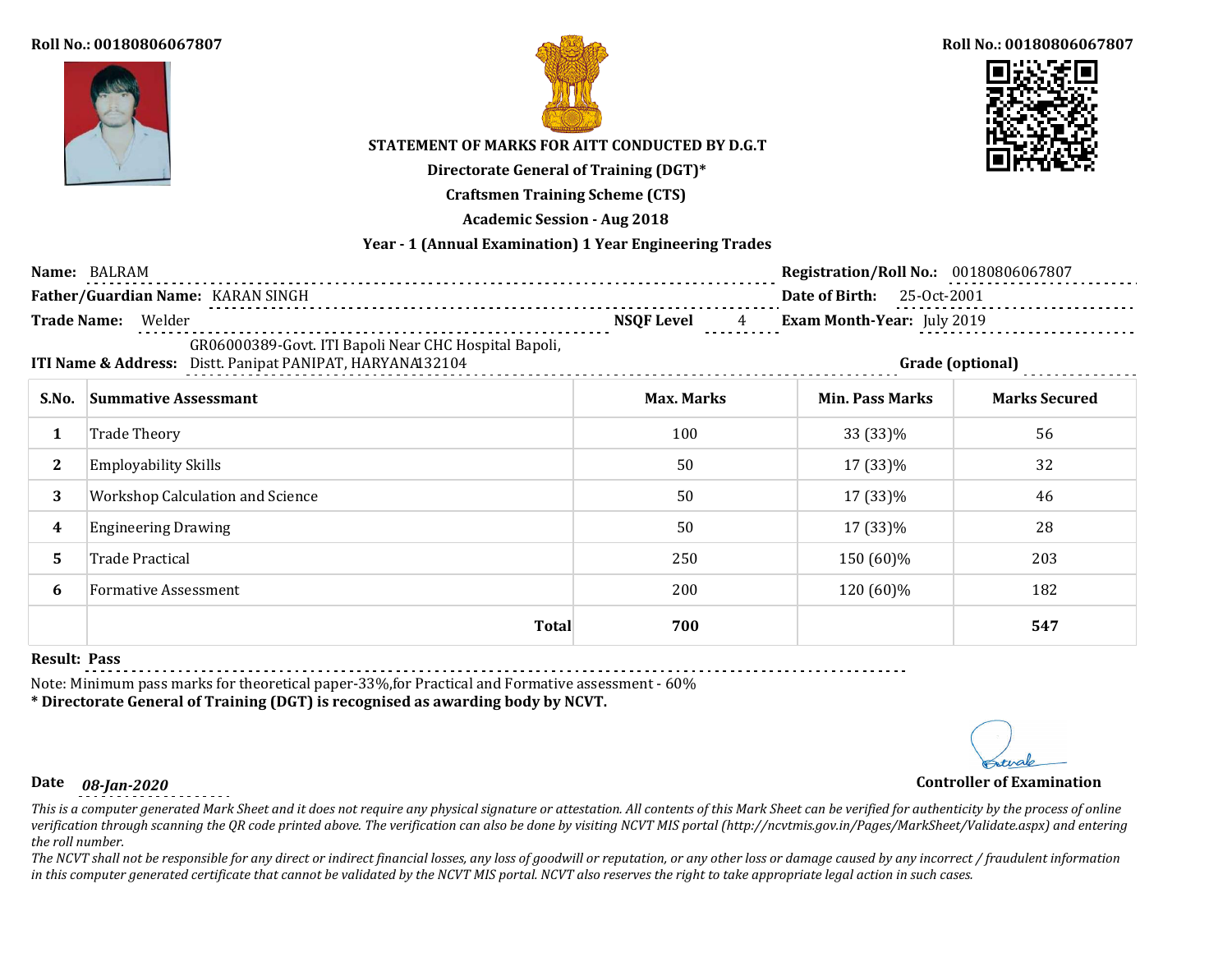Roll No.: 00180806067807

Roll No.: 00180806067807

**STATEMENT OF MARKS FOR AITT CONDUCTED BY D.G.T**

**Directorate General of Training (DGT)***

**Craftsmen Training Scheme (CTS)**

**Academic Session - Aug 2018**

**Year - 1 (Annual Examination) 1 Year Engineering Trades**

**Name:** BALRAM

**Registration/Roll No.:** 00180806067807

**Father/Guardian Name:** KARAN SINGH

**Date of Birth:** 25-Oct-2001

**Trade Name:** Welder

**NSQF Level** 4

**Exam Month-Year:** July 2019

**ITI Name & Address:** GR06000389-Govt. ITI Bapoli Near CHC Hospital Bapoli, Distt. Panipat PANIPAT, HARYANA132104

**Grade (optional)**

| S.No. | Summative Assessmant | Max. Marks | Min. Pass Marks | Marks Secured |
|---|---|---|---|---|
| 1 | Trade Theory | 100 | 33 (33)% | 56 |
| 2 | Employability Skills | 50 | 17 (33)% | 32 |
| 3 | Workshop Calculation and Science | 50 | 17 (33)% | 46 |
| 4 | Engineering Drawing | 50 | 17 (33)% | 28 |
| 5 | Trade Practical | 250 | 150 (60)% | 203 |
| 6 | Formative Assessment | 200 | 120 (60)% | 182 |
| | **Total** | **700** | | **547** |

**Result: Pass**

Note: Minimum pass marks for theoretical paper-33%,for Practical and Formative assessment - 60%

**\* Directorate General of Training (DGT) is recognised as awarding body by NCVT.**

**Date** *08-Jan-2020*

**Controller of Examination**

*This is a computer generated Mark Sheet and it does not require any physical signature or attestation. All contents of this Mark Sheet can be verified for authenticity by the process of online verification through scanning the QR code printed above. The verification can also be done by visiting NCVT MIS portal (http://ncvtmis.gov.in/Pages/MarkSheet/Validate.aspx) and entering the roll number.*

*The NCVT shall not be responsible for any direct or indirect financial losses, any loss of goodwill or reputation, or any other loss or damage caused by any incorrect / fraudulent information in this computer generated certificate that cannot be validated by the NCVT MIS portal. NCVT also reserves the right to take appropriate legal action in such cases.*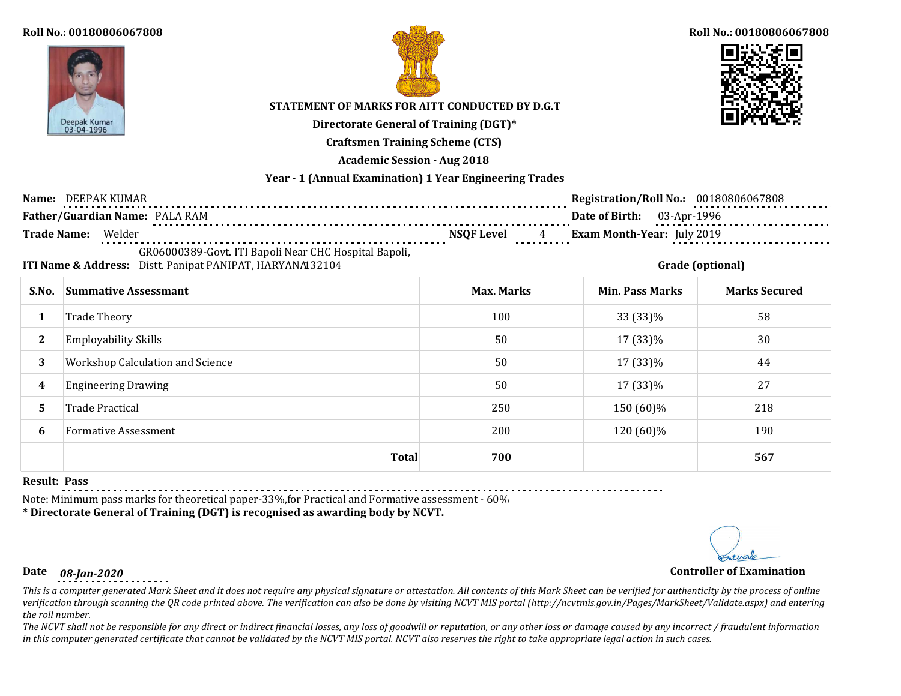Roll No.: 00180806067808

Roll No.: 00180806067808

Deepak Kumar
03-04-1996

**STATEMENT OF MARKS FOR AITT CONDUCTED BY D.G.T**

**Directorate General of Training (DGT)***

**Craftsmen Training Scheme (CTS)**

**Academic Session - Aug 2018**

**Year - 1 (Annual Examination) 1 Year Engineering Trades**

**Name:** DEEPAK KUMAR

**Registration/Roll No.:** 00180806067808

**Father/Guardian Name:** PALA RAM

**Date of Birth:** 03-Apr-1996

**Trade Name:** Welder

**NSQF Level** 4

**Exam Month-Year:** July 2019

**ITI Name & Address:** GR06000389-Govt. ITI Bapoli Near CHC Hospital Bapoli, Distt. Panipat PANIPAT, HARYANA132104

**Grade (optional)**

| S.No. | Summative Assessmant | Max. Marks | Min. Pass Marks | Marks Secured |
|---|---|---|---|---|
| 1 | Trade Theory | 100 | 33 (33)% | 58 |
| 2 | Employability Skills | 50 | 17 (33)% | 30 |
| 3 | Workshop Calculation and Science | 50 | 17 (33)% | 44 |
| 4 | Engineering Drawing | 50 | 17 (33)% | 27 |
| 5 | Trade Practical | 250 | 150 (60)% | 218 |
| 6 | Formative Assessment | 200 | 120 (60)% | 190 |
| | **Total** | **700** | | **567** |

**Result: Pass**

Note: Minimum pass marks for theoretical paper-33%,for Practical and Formative assessment - 60%

**\* Directorate General of Training (DGT) is recognised as awarding body by NCVT.**

**Date** *08-Jan-2020*

**Controller of Examination**

*This is a computer generated Mark Sheet and it does not require any physical signature or attestation. All contents of this Mark Sheet can be verified for authenticity by the process of online verification through scanning the QR code printed above. The verification can also be done by visiting NCVT MIS portal (http://ncvtmis.gov.in/Pages/MarkSheet/Validate.aspx) and entering the roll number.*

*The NCVT shall not be responsible for any direct or indirect financial losses, any loss of goodwill or reputation, or any other loss or damage caused by any incorrect / fraudulent information in this computer generated certificate that cannot be validated by the NCVT MIS portal. NCVT also reserves the right to take appropriate legal action in such cases.*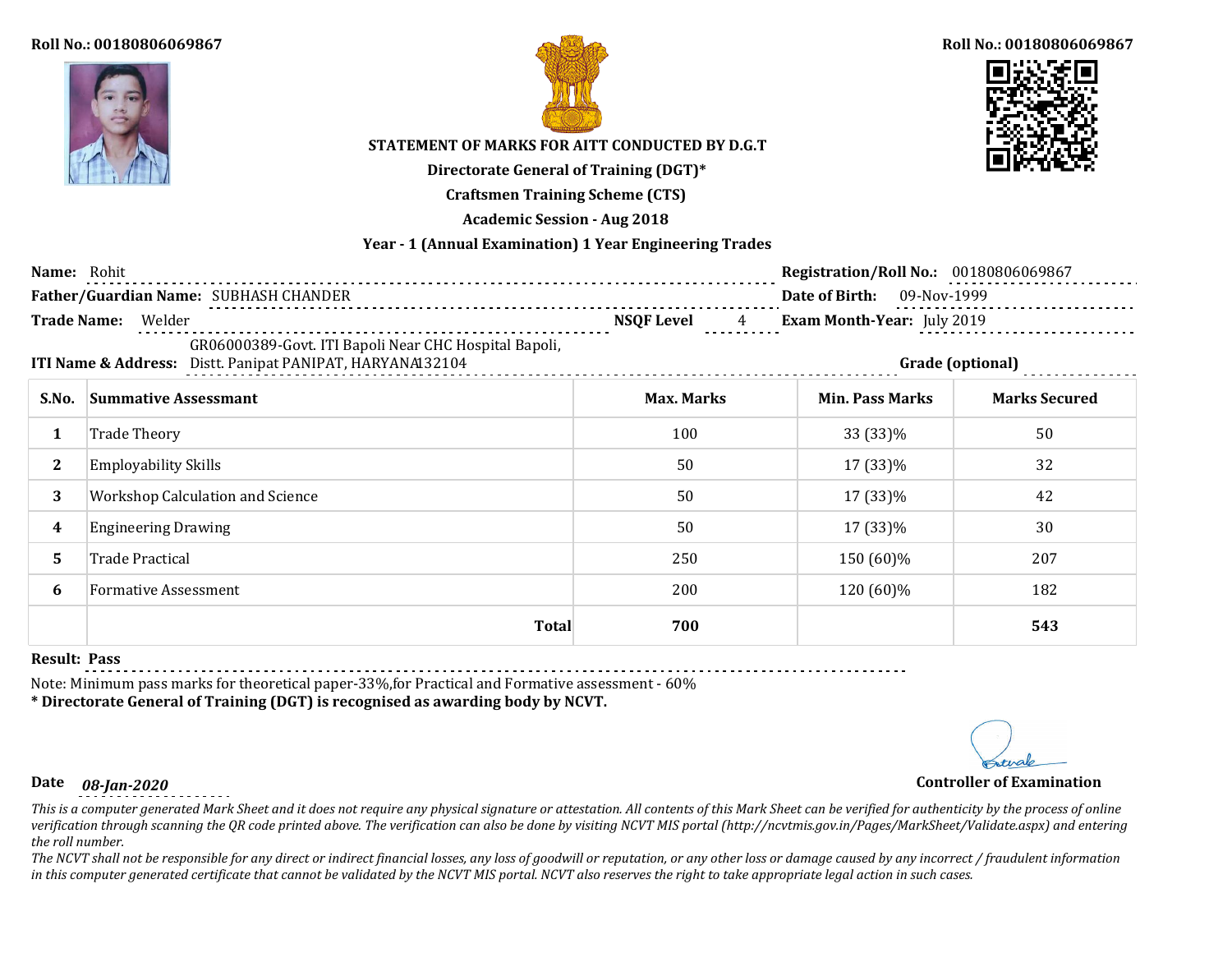Roll No.: 00180806069867

Roll No.: 00180806069867

**STATEMENT OF MARKS FOR AITT CONDUCTED BY D.G.T**

**Directorate General of Training (DGT)***

**Craftsmen Training Scheme (CTS)**

**Academic Session - Aug 2018**

**Year - 1 (Annual Examination) 1 Year Engineering Trades**

**Name:** Rohit

**Registration/Roll No.:** 00180806069867

**Father/Guardian Name:** SUBHASH CHANDER

**Date of Birth:** 09-Nov-1999

**Trade Name:** Welder

**NSQF Level** 4

**Exam Month-Year:** July 2019

**ITI Name & Address:** GR06000389-Govt. ITI Bapoli Near CHC Hospital Bapoli, Distt. Panipat PANIPAT, HARYANA132104

**Grade (optional)**

| S.No. | Summative Assessmant | Max. Marks | Min. Pass Marks | Marks Secured |
|---|---|---|---|---|
| 1 | Trade Theory | 100 | 33 (33)% | 50 |
| 2 | Employability Skills | 50 | 17 (33)% | 32 |
| 3 | Workshop Calculation and Science | 50 | 17 (33)% | 42 |
| 4 | Engineering Drawing | 50 | 17 (33)% | 30 |
| 5 | Trade Practical | 250 | 150 (60)% | 207 |
| 6 | Formative Assessment | 200 | 120 (60)% | 182 |
| | **Total** | **700** | | **543** |

**Result: Pass**

Note: Minimum pass marks for theoretical paper-33%,for Practical and Formative assessment - 60%

**\* Directorate General of Training (DGT) is recognised as awarding body by NCVT.**

**Date** *08-Jan-2020*

**Controller of Examination**

*This is a computer generated Mark Sheet and it does not require any physical signature or attestation. All contents of this Mark Sheet can be verified for authenticity by the process of online verification through scanning the QR code printed above. The verification can also be done by visiting NCVT MIS portal (http://ncvtmis.gov.in/Pages/MarkSheet/Validate.aspx) and entering the roll number.*

*The NCVT shall not be responsible for any direct or indirect financial losses, any loss of goodwill or reputation, or any other loss or damage caused by any incorrect / fraudulent information in this computer generated certificate that cannot be validated by the NCVT MIS portal. NCVT also reserves the right to take appropriate legal action in such cases.*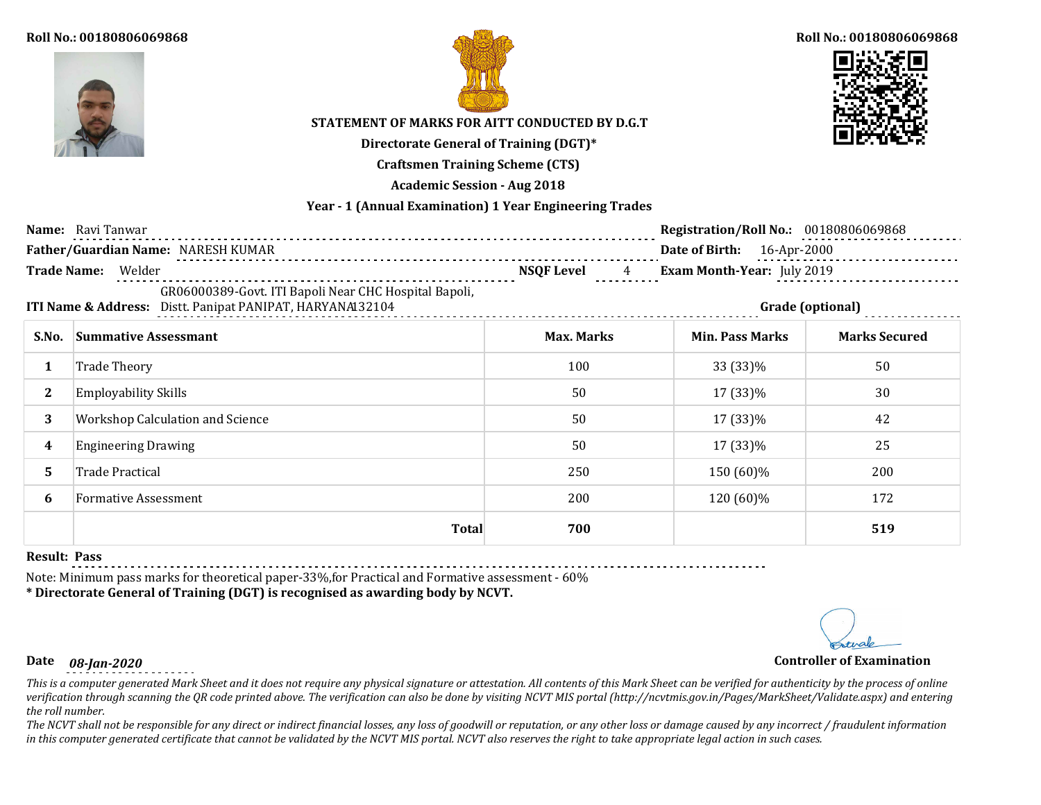Roll No.: 00180806069868

Roll No.: 00180806069868

**STATEMENT OF MARKS FOR AITT CONDUCTED BY D.G.T**

**Directorate General of Training (DGT)***

**Craftsmen Training Scheme (CTS)**

**Academic Session - Aug 2018**

**Year - 1 (Annual Examination) 1 Year Engineering Trades**

**Name:** Ravi Tanwar

**Registration/Roll No.:** 00180806069868

**Father/Guardian Name:** NARESH KUMAR

**Date of Birth:** 16-Apr-2000

**Trade Name:** Welder

**NSQF Level** 4

**Exam Month-Year:** July 2019

**ITI Name & Address:** GR06000389-Govt. ITI Bapoli Near CHC Hospital Bapoli, Distt. Panipat PANIPAT, HARYANA132104

**Grade (optional)**

| S.No. | Summative Assessmant | Max. Marks | Min. Pass Marks | Marks Secured |
|---|---|---|---|---|
| 1 | Trade Theory | 100 | 33 (33)% | 50 |
| 2 | Employability Skills | 50 | 17 (33)% | 30 |
| 3 | Workshop Calculation and Science | 50 | 17 (33)% | 42 |
| 4 | Engineering Drawing | 50 | 17 (33)% | 25 |
| 5 | Trade Practical | 250 | 150 (60)% | 200 |
| 6 | Formative Assessment | 200 | 120 (60)% | 172 |
| | **Total** | **700** | | **519** |

**Result: Pass**

Note: Minimum pass marks for theoretical paper-33%,for Practical and Formative assessment - 60%

**\* Directorate General of Training (DGT) is recognised as awarding body by NCVT.**

**Date** *08-Jan-2020*

**Controller of Examination**

*This is a computer generated Mark Sheet and it does not require any physical signature or attestation. All contents of this Mark Sheet can be verified for authenticity by the process of online verification through scanning the QR code printed above. The verification can also be done by visiting NCVT MIS portal (http://ncvtmis.gov.in/Pages/MarkSheet/Validate.aspx) and entering the roll number.*

*The NCVT shall not be responsible for any direct or indirect financial losses, any loss of goodwill or reputation, or any other loss or damage caused by any incorrect / fraudulent information in this computer generated certificate that cannot be validated by the NCVT MIS portal. NCVT also reserves the right to take appropriate legal action in such cases.*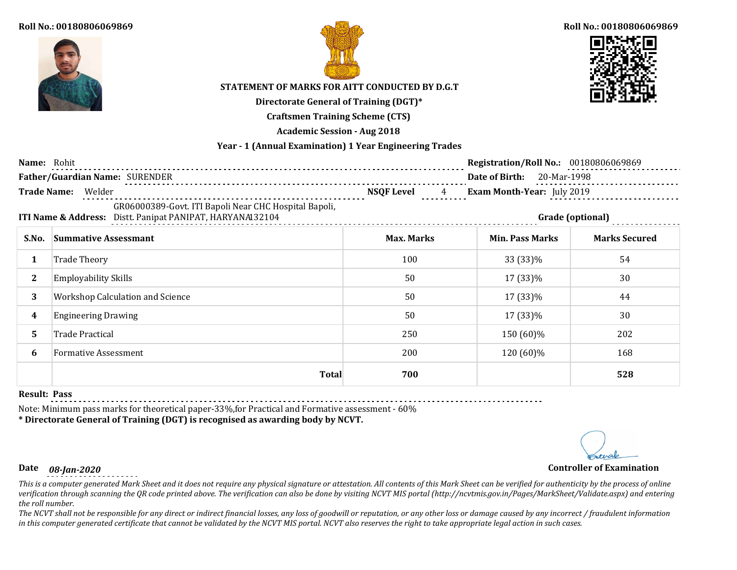Roll No.: 00180806069869

Roll No.: 00180806069869

**STATEMENT OF MARKS FOR AITT CONDUCTED BY D.G.T**

**Directorate General of Training (DGT)***

**Craftsmen Training Scheme (CTS)**

**Academic Session - Aug 2018**

**Year - 1 (Annual Examination) 1 Year Engineering Trades**

**Name:** Rohit

**Registration/Roll No.:** 00180806069869

**Father/Guardian Name:** SURENDER

**Date of Birth:** 20-Mar-1998

**Trade Name:** Welder

**NSQF Level** 4

**Exam Month-Year:** July 2019

**ITI Name & Address:** GR06000389-Govt. ITI Bapoli Near CHC Hospital Bapoli, Distt. Panipat PANIPAT, HARYANA132104

**Grade (optional)**

| S.No. | Summative Assessmant | Max. Marks | Min. Pass Marks | Marks Secured |
|---|---|---|---|---|
| 1 | Trade Theory | 100 | 33 (33)% | 54 |
| 2 | Employability Skills | 50 | 17 (33)% | 30 |
| 3 | Workshop Calculation and Science | 50 | 17 (33)% | 44 |
| 4 | Engineering Drawing | 50 | 17 (33)% | 30 |
| 5 | Trade Practical | 250 | 150 (60)% | 202 |
| 6 | Formative Assessment | 200 | 120 (60)% | 168 |
| | **Total** | **700** | | **528** |

**Result: Pass**

Note: Minimum pass marks for theoretical paper-33%,for Practical and Formative assessment - 60%

**\* Directorate General of Training (DGT) is recognised as awarding body by NCVT.**

**Date** *08-Jan-2020*

**Controller of Examination**

*This is a computer generated Mark Sheet and it does not require any physical signature or attestation. All contents of this Mark Sheet can be verified for authenticity by the process of online verification through scanning the QR code printed above. The verification can also be done by visiting NCVT MIS portal (http://ncvtmis.gov.in/Pages/MarkSheet/Validate.aspx) and entering the roll number.*

*The NCVT shall not be responsible for any direct or indirect financial losses, any loss of goodwill or reputation, or any other loss or damage caused by any incorrect / fraudulent information in this computer generated certificate that cannot be validated by the NCVT MIS portal. NCVT also reserves the right to take appropriate legal action in such cases.*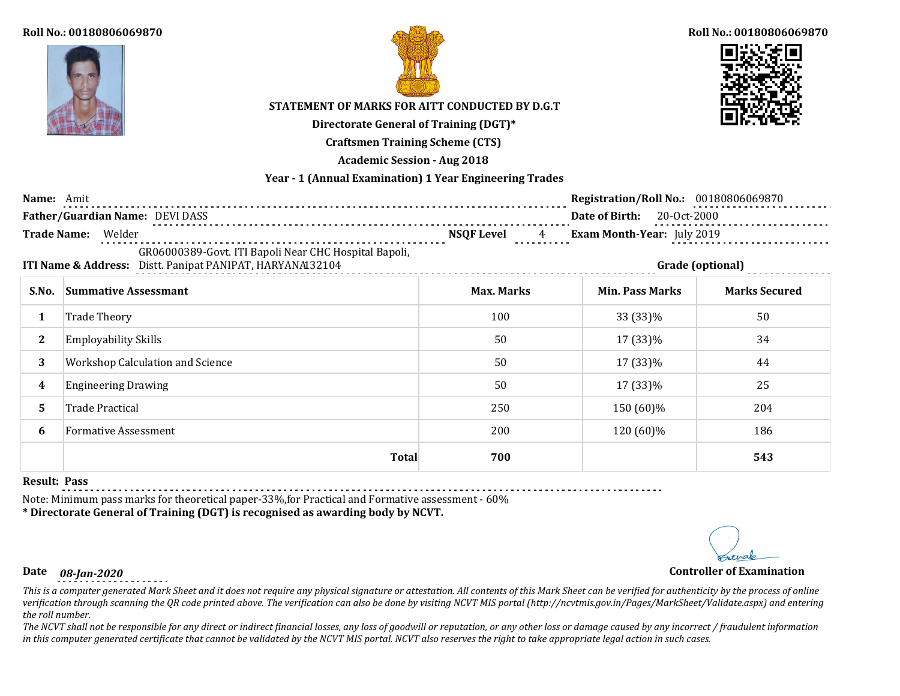Roll No.: 00180806069870

Roll No.: 00180806069870

**STATEMENT OF MARKS FOR AITT CONDUCTED BY D.G.T**

**Directorate General of Training (DGT)***

**Craftsmen Training Scheme (CTS)**

**Academic Session - Aug 2018**

**Year - 1 (Annual Examination) 1 Year Engineering Trades**

**Name:** Amit

**Registration/Roll No.:** 00180806069870

**Father/Guardian Name:** DEVI DASS

**Date of Birth:** 20-Oct-2000

**Trade Name:** Welder

**NSQF Level** 4

**Exam Month-Year:** July 2019

**ITI Name & Address:** GR06000389-Govt. ITI Bapoli Near CHC Hospital Bapoli, Distt. Panipat PANIPAT, HARYANA132104

**Grade (optional)**

| S.No. | Summative Assessmant | Max. Marks | Min. Pass Marks | Marks Secured |
|---|---|---|---|---|
| 1 | Trade Theory | 100 | 33 (33)% | 50 |
| 2 | Employability Skills | 50 | 17 (33)% | 34 |
| 3 | Workshop Calculation and Science | 50 | 17 (33)% | 44 |
| 4 | Engineering Drawing | 50 | 17 (33)% | 25 |
| 5 | Trade Practical | 250 | 150 (60)% | 204 |
| 6 | Formative Assessment | 200 | 120 (60)% | 186 |
| | **Total** | **700** | | **543** |

**Result: Pass**

Note: Minimum pass marks for theoretical paper-33%,for Practical and Formative assessment - 60%

**\* Directorate General of Training (DGT) is recognised as awarding body by NCVT.**

**Date** *08-Jan-2020*

**Controller of Examination**

*This is a computer generated Mark Sheet and it does not require any physical signature or attestation. All contents of this Mark Sheet can be verified for authenticity by the process of online verification through scanning the QR code printed above. The verification can also be done by visiting NCVT MIS portal (http://ncvtmis.gov.in/Pages/MarkSheet/Validate.aspx) and entering the roll number.*

*The NCVT shall not be responsible for any direct or indirect financial losses, any loss of goodwill or reputation, or any other loss or damage caused by any incorrect / fraudulent information in this computer generated certificate that cannot be validated by the NCVT MIS portal. NCVT also reserves the right to take appropriate legal action in such cases.*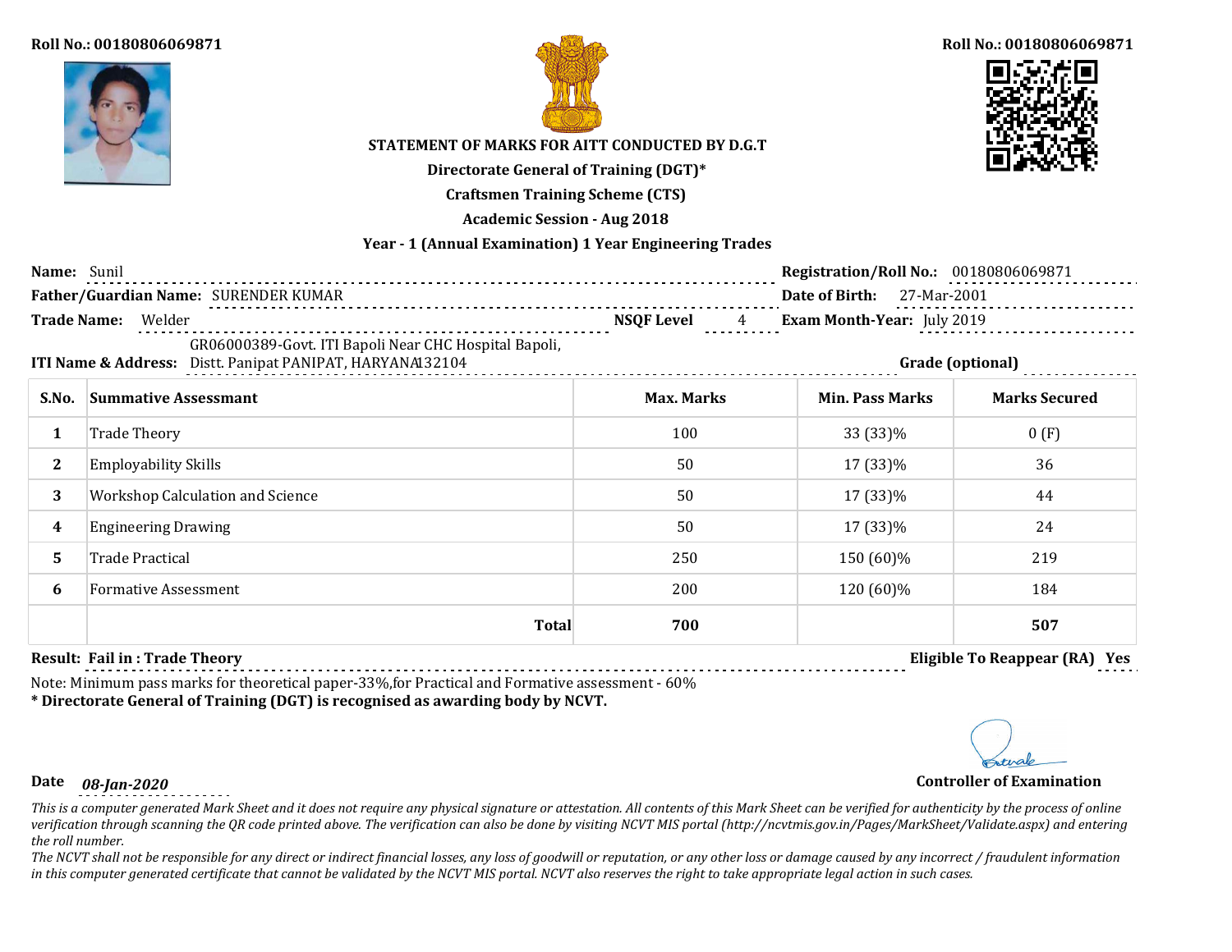Roll No.: 00180806069871

Roll No.: 00180806069871

**STATEMENT OF MARKS FOR AITT CONDUCTED BY D.G.T**

**Directorate General of Training (DGT)***

**Craftsmen Training Scheme (CTS)**

**Academic Session - Aug 2018**

**Year - 1 (Annual Examination) 1 Year Engineering Trades**

**Name:** Sunil

**Registration/Roll No.:** 00180806069871

**Father/Guardian Name:** SURENDER KUMAR

**Date of Birth:** 27-Mar-2001

**Trade Name:** Welder

**NSQF Level** 4

**Exam Month-Year:** July 2019

**ITI Name & Address:** GR06000389-Govt. ITI Bapoli Near CHC Hospital Bapoli, Distt. Panipat PANIPAT, HARYANA132104

**Grade (optional)**

| S.No. | Summative Assessmant | Max. Marks | Min. Pass Marks | Marks Secured |
|---|---|---|---|---|
| 1 | Trade Theory | 100 | 33 (33)% | 0 (F) |
| 2 | Employability Skills | 50 | 17 (33)% | 36 |
| 3 | Workshop Calculation and Science | 50 | 17 (33)% | 44 |
| 4 | Engineering Drawing | 50 | 17 (33)% | 24 |
| 5 | Trade Practical | 250 | 150 (60)% | 219 |
| 6 | Formative Assessment | 200 | 120 (60)% | 184 |
| | **Total** | **700** | | **507** |

**Result: Fail in : Trade Theory**

**Eligible To Reappear (RA) Yes**

Note: Minimum pass marks for theoretical paper-33%,for Practical and Formative assessment - 60%

**\* Directorate General of Training (DGT) is recognised as awarding body by NCVT.**

**Date** *08-Jan-2020*

**Controller of Examination**

*This is a computer generated Mark Sheet and it does not require any physical signature or attestation. All contents of this Mark Sheet can be verified for authenticity by the process of online verification through scanning the QR code printed above. The verification can also be done by visiting NCVT MIS portal (http://ncvtmis.gov.in/Pages/MarkSheet/Validate.aspx) and entering the roll number.*

*The NCVT shall not be responsible for any direct or indirect financial losses, any loss of goodwill or reputation, or any other loss or damage caused by any incorrect / fraudulent information in this computer generated certificate that cannot be validated by the NCVT MIS portal. NCVT also reserves the right to take appropriate legal action in such cases.*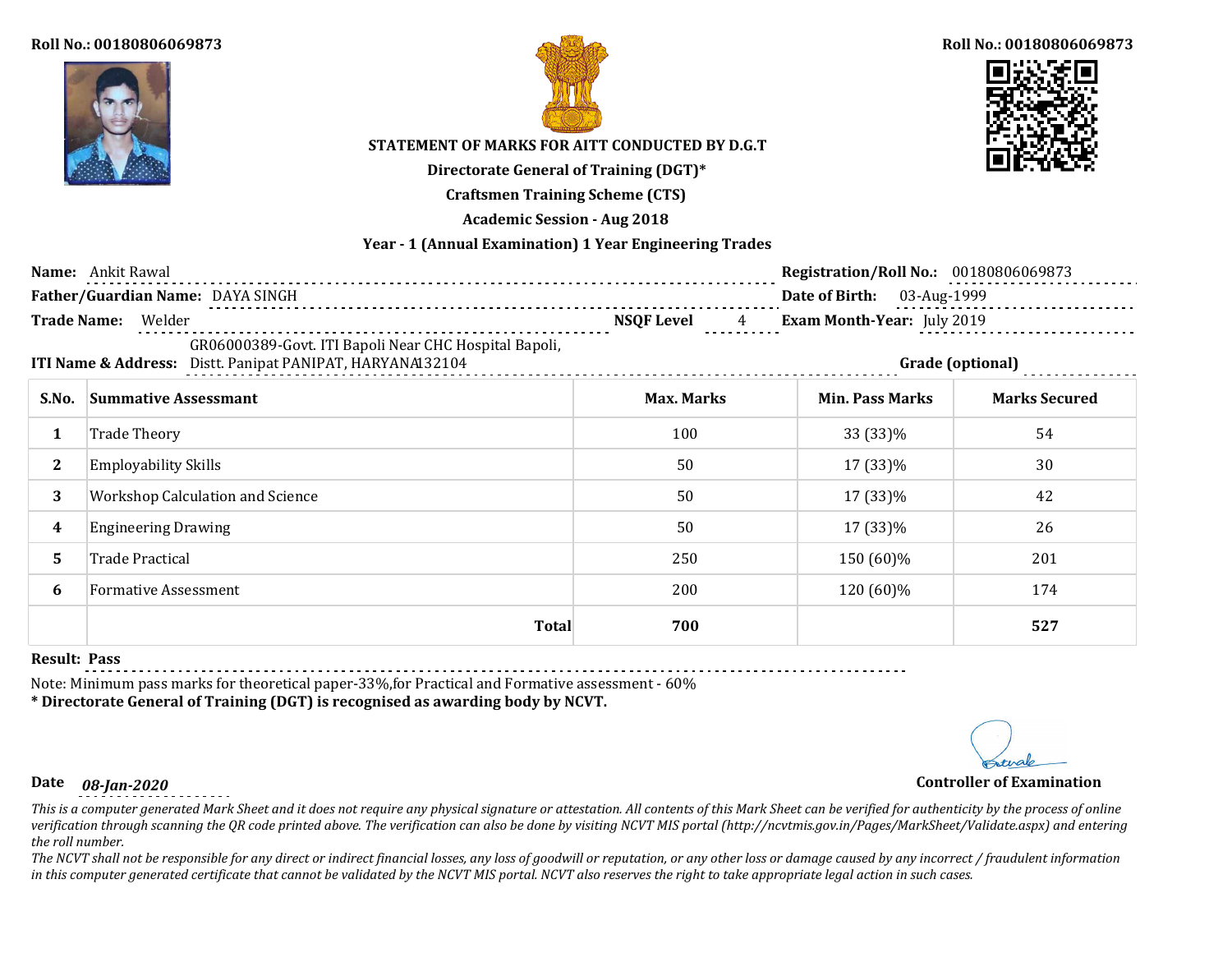Roll No.: 00180806069873

Roll No.: 00180806069873

**STATEMENT OF MARKS FOR AITT CONDUCTED BY D.G.T**

**Directorate General of Training (DGT)***

**Craftsmen Training Scheme (CTS)**

**Academic Session - Aug 2018**

**Year - 1 (Annual Examination) 1 Year Engineering Trades**

**Name:** Ankit Rawal

**Registration/Roll No.:** 00180806069873

**Father/Guardian Name:** DAYA SINGH

**Date of Birth:** 03-Aug-1999

**Trade Name:** Welder

**NSQF Level** 4

**Exam Month-Year:** July 2019

**ITI Name & Address:** GR06000389-Govt. ITI Bapoli Near CHC Hospital Bapoli, Distt. Panipat PANIPAT, HARYANA132104

**Grade (optional)**

| S.No. | Summative Assessmant | Max. Marks | Min. Pass Marks | Marks Secured |
|---|---|---|---|---|
| 1 | Trade Theory | 100 | 33 (33)% | 54 |
| 2 | Employability Skills | 50 | 17 (33)% | 30 |
| 3 | Workshop Calculation and Science | 50 | 17 (33)% | 42 |
| 4 | Engineering Drawing | 50 | 17 (33)% | 26 |
| 5 | Trade Practical | 250 | 150 (60)% | 201 |
| 6 | Formative Assessment | 200 | 120 (60)% | 174 |
| | **Total** | **700** | | **527** |

**Result: Pass**

Note: Minimum pass marks for theoretical paper-33%,for Practical and Formative assessment - 60%

**\* Directorate General of Training (DGT) is recognised as awarding body by NCVT.**

**Date** *08-Jan-2020*

**Controller of Examination**

*This is a computer generated Mark Sheet and it does not require any physical signature or attestation. All contents of this Mark Sheet can be verified for authenticity by the process of online verification through scanning the QR code printed above. The verification can also be done by visiting NCVT MIS portal (http://ncvtmis.gov.in/Pages/MarkSheet/Validate.aspx) and entering the roll number.*

*The NCVT shall not be responsible for any direct or indirect financial losses, any loss of goodwill or reputation, or any other loss or damage caused by any incorrect / fraudulent information in this computer generated certificate that cannot be validated by the NCVT MIS portal. NCVT also reserves the right to take appropriate legal action in such cases.*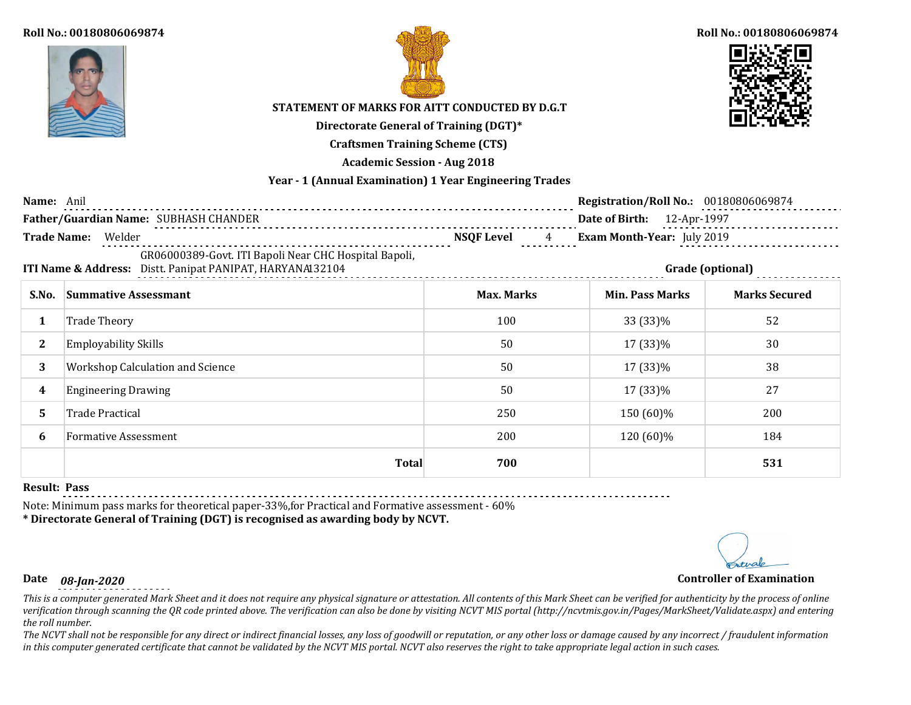Roll No.: 00180806069874

Roll No.: 00180806069874

**STATEMENT OF MARKS FOR AITT CONDUCTED BY D.G.T**

**Directorate General of Training (DGT)***

**Craftsmen Training Scheme (CTS)**

**Academic Session - Aug 2018**

**Year - 1 (Annual Examination) 1 Year Engineering Trades**

**Name:** Anil

**Registration/Roll No.:** 00180806069874

**Father/Guardian Name:** SUBHASH CHANDER

**Date of Birth:** 12-Apr-1997

**Trade Name:** Welder

**NSQF Level** 4

**Exam Month-Year:** July 2019

**ITI Name & Address:** GR06000389-Govt. ITI Bapoli Near CHC Hospital Bapoli, Distt. Panipat PANIPAT, HARYANA132104

**Grade (optional)**

| S.No. | Summative Assessmant | Max. Marks | Min. Pass Marks | Marks Secured |
|---|---|---|---|---|
| 1 | Trade Theory | 100 | 33 (33)% | 52 |
| 2 | Employability Skills | 50 | 17 (33)% | 30 |
| 3 | Workshop Calculation and Science | 50 | 17 (33)% | 38 |
| 4 | Engineering Drawing | 50 | 17 (33)% | 27 |
| 5 | Trade Practical | 250 | 150 (60)% | 200 |
| 6 | Formative Assessment | 200 | 120 (60)% | 184 |
| | **Total** | **700** | | **531** |

**Result: Pass**

Note: Minimum pass marks for theoretical paper-33%,for Practical and Formative assessment - 60%

**\* Directorate General of Training (DGT) is recognised as awarding body by NCVT.**

**Date** *08-Jan-2020*

**Controller of Examination**

*This is a computer generated Mark Sheet and it does not require any physical signature or attestation. All contents of this Mark Sheet can be verified for authenticity by the process of online verification through scanning the QR code printed above. The verification can also be done by visiting NCVT MIS portal (http://ncvtmis.gov.in/Pages/MarkSheet/Validate.aspx) and entering the roll number.*

*The NCVT shall not be responsible for any direct or indirect financial losses, any loss of goodwill or reputation, or any other loss or damage caused by any incorrect / fraudulent information in this computer generated certificate that cannot be validated by the NCVT MIS portal. NCVT also reserves the right to take appropriate legal action in such cases.*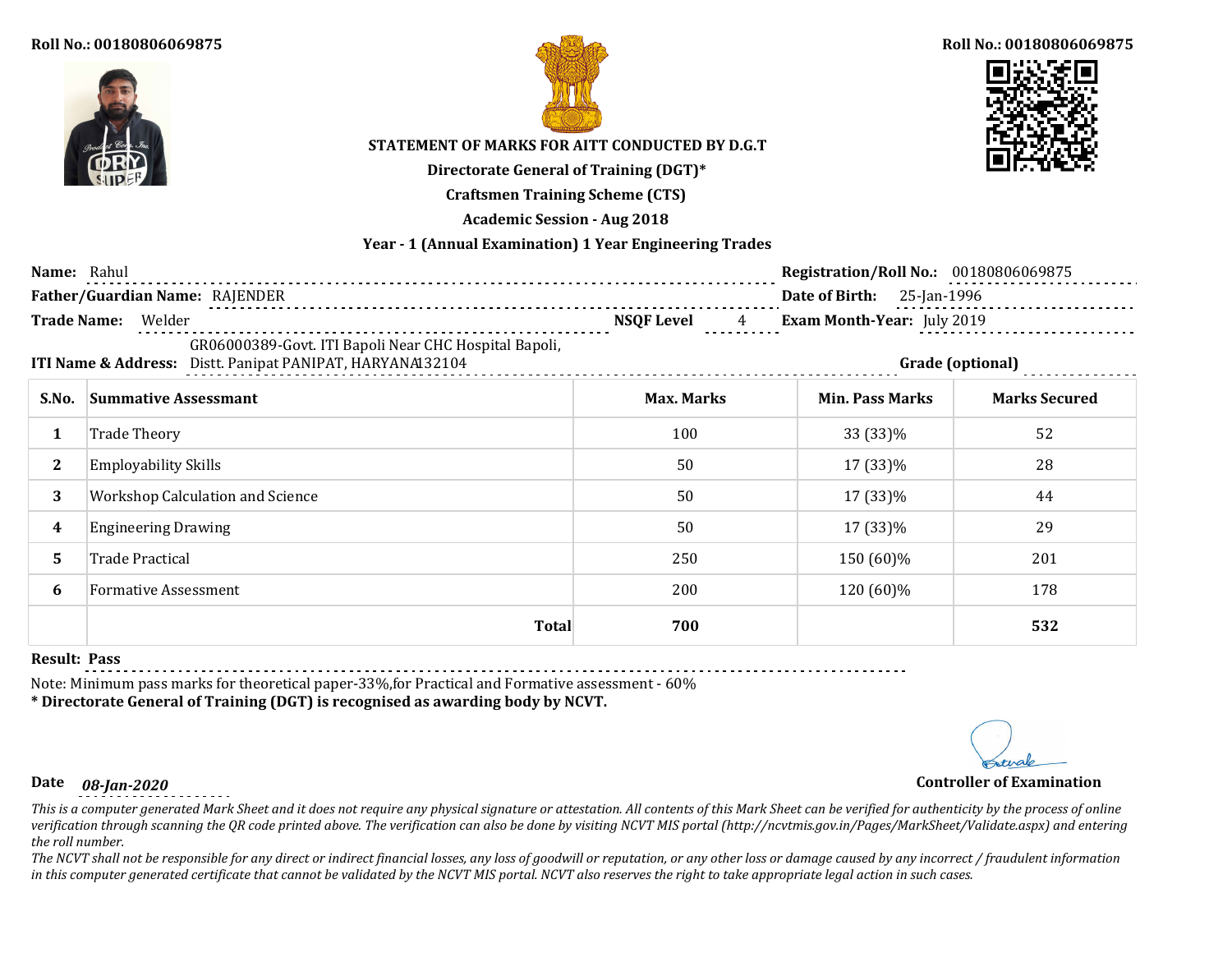**Roll No.: 00180806069875**

**Roll No.: 00180806069875**

**STATEMENT OF MARKS FOR AITT CONDUCTED BY D.G.T**

**Directorate General of Training (DGT)***

**Craftsmen Training Scheme (CTS)**

**Academic Session - Aug 2018**

**Year - 1 (Annual Examination) 1 Year Engineering Trades**

**Name:** Rahul

**Registration/Roll No.:** 00180806069875

**Father/Guardian Name:** RAJENDER

**Date of Birth:** 25-Jan-1996

**Trade Name:** Welder

**NSQF Level** 4

**Exam Month-Year:** July 2019

**ITI Name & Address:** GR06000389-Govt. ITI Bapoli Near CHC Hospital Bapoli, Distt. Panipat PANIPAT, HARYANA132104

**Grade (optional)**

| S.No. | Summative Assessmant | Max. Marks | Min. Pass Marks | Marks Secured |
|---|---|---|---|---|
| 1 | Trade Theory | 100 | 33 (33)% | 52 |
| 2 | Employability Skills | 50 | 17 (33)% | 28 |
| 3 | Workshop Calculation and Science | 50 | 17 (33)% | 44 |
| 4 | Engineering Drawing | 50 | 17 (33)% | 29 |
| 5 | Trade Practical | 250 | 150 (60)% | 201 |
| 6 | Formative Assessment | 200 | 120 (60)% | 178 |
| | **Total** | **700** | | **532** |

**Result: Pass**

Note: Minimum pass marks for theoretical paper-33%,for Practical and Formative assessment - 60%

**\* Directorate General of Training (DGT) is recognised as awarding body by NCVT.**

**Date** *08-Jan-2020*

**Controller of Examination**

*This is a computer generated Mark Sheet and it does not require any physical signature or attestation. All contents of this Mark Sheet can be verified for authenticity by the process of online verification through scanning the QR code printed above. The verification can also be done by visiting NCVT MIS portal (http://ncvtmis.gov.in/Pages/MarkSheet/Validate.aspx) and entering the roll number.*

*The NCVT shall not be responsible for any direct or indirect financial losses, any loss of goodwill or reputation, or any other loss or damage caused by any incorrect / fraudulent information in this computer generated certificate that cannot be validated by the NCVT MIS portal. NCVT also reserves the right to take appropriate legal action in such cases.*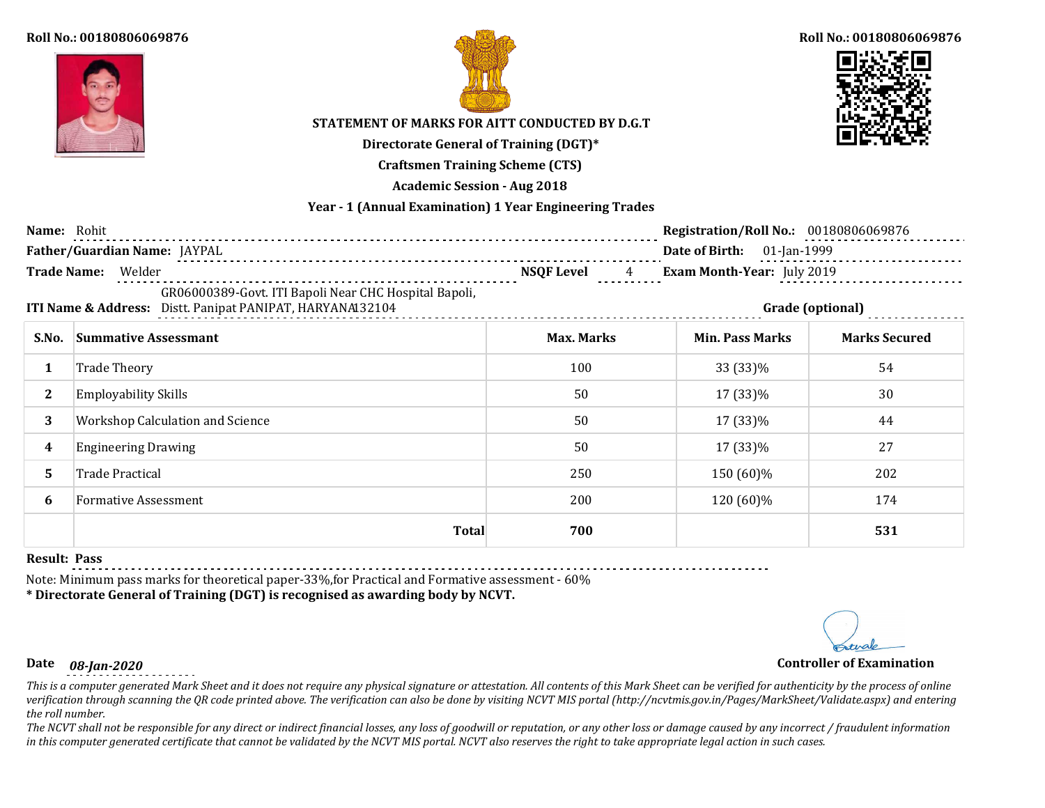Roll No.: 00180806069876

Roll No.: 00180806069876

**STATEMENT OF MARKS FOR AITT CONDUCTED BY D.G.T**

**Directorate General of Training (DGT)***

**Craftsmen Training Scheme (CTS)**

**Academic Session - Aug 2018**

**Year - 1 (Annual Examination) 1 Year Engineering Trades**

**Name:** Rohit

**Registration/Roll No.:** 00180806069876

**Father/Guardian Name:** JAYPAL

**Date of Birth:** 01-Jan-1999

**Trade Name:** Welder

**NSQF Level** 4

**Exam Month-Year:** July 2019

**ITI Name & Address:** GR06000389-Govt. ITI Bapoli Near CHC Hospital Bapoli, Distt. Panipat PANIPAT, HARYANA132104

**Grade (optional)**

| S.No. | Summative Assessmant | Max. Marks | Min. Pass Marks | Marks Secured |
|---|---|---|---|---|
| 1 | Trade Theory | 100 | 33 (33)% | 54 |
| 2 | Employability Skills | 50 | 17 (33)% | 30 |
| 3 | Workshop Calculation and Science | 50 | 17 (33)% | 44 |
| 4 | Engineering Drawing | 50 | 17 (33)% | 27 |
| 5 | Trade Practical | 250 | 150 (60)% | 202 |
| 6 | Formative Assessment | 200 | 120 (60)% | 174 |
| | **Total** | **700** | | **531** |

**Result: Pass**

Note: Minimum pass marks for theoretical paper-33%,for Practical and Formative assessment - 60%

**\* Directorate General of Training (DGT) is recognised as awarding body by NCVT.**

**Date** *08-Jan-2020*

**Controller of Examination**

*This is a computer generated Mark Sheet and it does not require any physical signature or attestation. All contents of this Mark Sheet can be verified for authenticity by the process of online verification through scanning the QR code printed above. The verification can also be done by visiting NCVT MIS portal (http://ncvtmis.gov.in/Pages/MarkSheet/Validate.aspx) and entering the roll number.*

*The NCVT shall not be responsible for any direct or indirect financial losses, any loss of goodwill or reputation, or any other loss or damage caused by any incorrect / fraudulent information in this computer generated certificate that cannot be validated by the NCVT MIS portal. NCVT also reserves the right to take appropriate legal action in such cases.*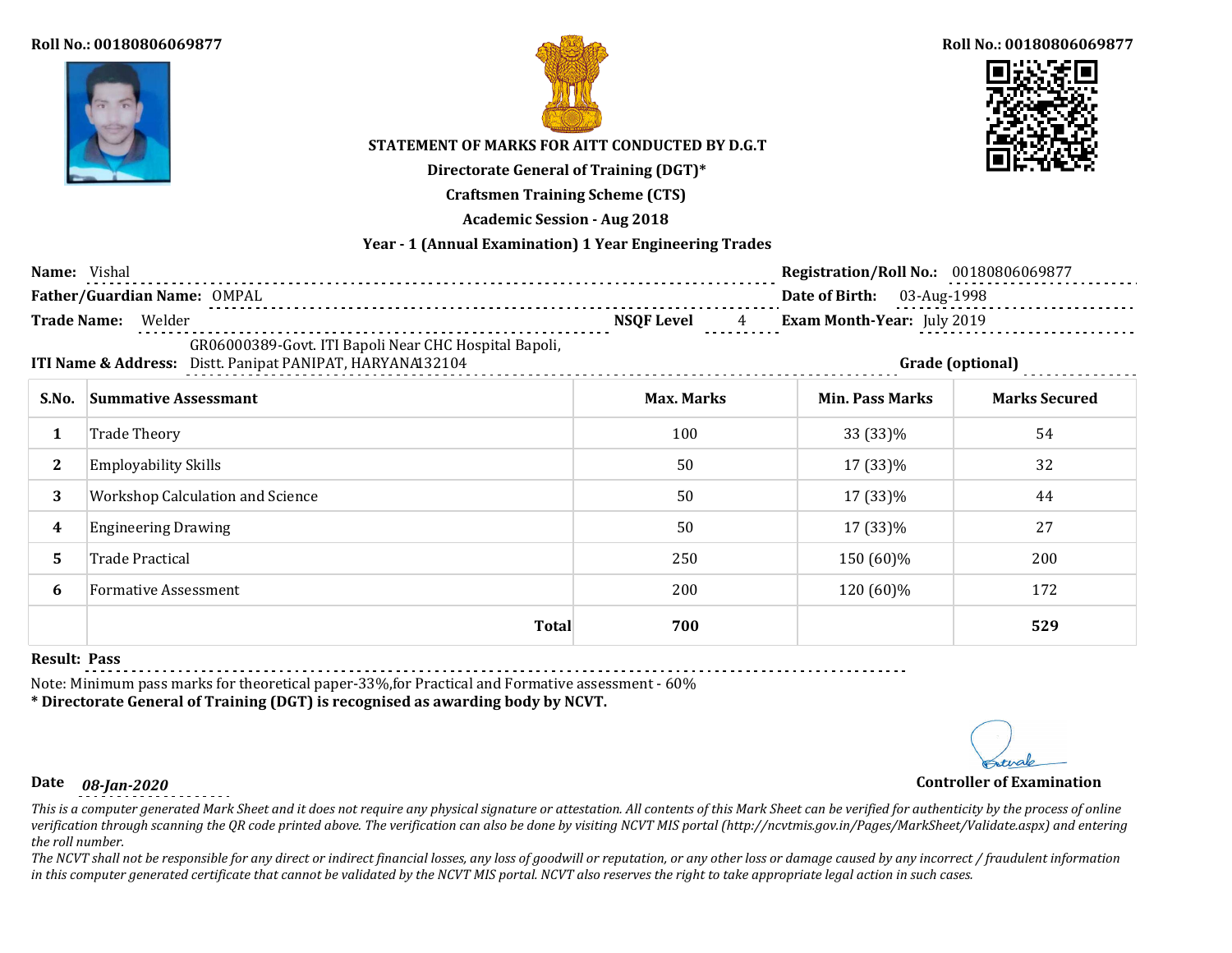Roll No.: 00180806069877

Roll No.: 00180806069877

**STATEMENT OF MARKS FOR AITT CONDUCTED BY D.G.T**

**Directorate General of Training (DGT)***

**Craftsmen Training Scheme (CTS)**

**Academic Session - Aug 2018**

**Year - 1 (Annual Examination) 1 Year Engineering Trades**

**Name:** Vishal

**Registration/Roll No.:** 00180806069877

**Father/Guardian Name:** OMPAL

**Date of Birth:** 03-Aug-1998

**Trade Name:** Welder

**NSQF Level** 4

**Exam Month-Year:** July 2019

**ITI Name & Address:** GR06000389-Govt. ITI Bapoli Near CHC Hospital Bapoli, Distt. Panipat PANIPAT, HARYANA132104

**Grade (optional)**

| S.No. | Summative Assessmant | Max. Marks | Min. Pass Marks | Marks Secured |
|---|---|---|---|---|
| 1 | Trade Theory | 100 | 33 (33)% | 54 |
| 2 | Employability Skills | 50 | 17 (33)% | 32 |
| 3 | Workshop Calculation and Science | 50 | 17 (33)% | 44 |
| 4 | Engineering Drawing | 50 | 17 (33)% | 27 |
| 5 | Trade Practical | 250 | 150 (60)% | 200 |
| 6 | Formative Assessment | 200 | 120 (60)% | 172 |
| | **Total** | **700** | | **529** |

**Result: Pass**

Note: Minimum pass marks for theoretical paper-33%,for Practical and Formative assessment - 60%

**\* Directorate General of Training (DGT) is recognised as awarding body by NCVT.**

**Date** *08-Jan-2020*

**Controller of Examination**

*This is a computer generated Mark Sheet and it does not require any physical signature or attestation. All contents of this Mark Sheet can be verified for authenticity by the process of online verification through scanning the QR code printed above. The verification can also be done by visiting NCVT MIS portal (http://ncvtmis.gov.in/Pages/MarkSheet/Validate.aspx) and entering the roll number.*

*The NCVT shall not be responsible for any direct or indirect financial losses, any loss of goodwill or reputation, or any other loss or damage caused by any incorrect / fraudulent information in this computer generated certificate that cannot be validated by the NCVT MIS portal. NCVT also reserves the right to take appropriate legal action in such cases.*